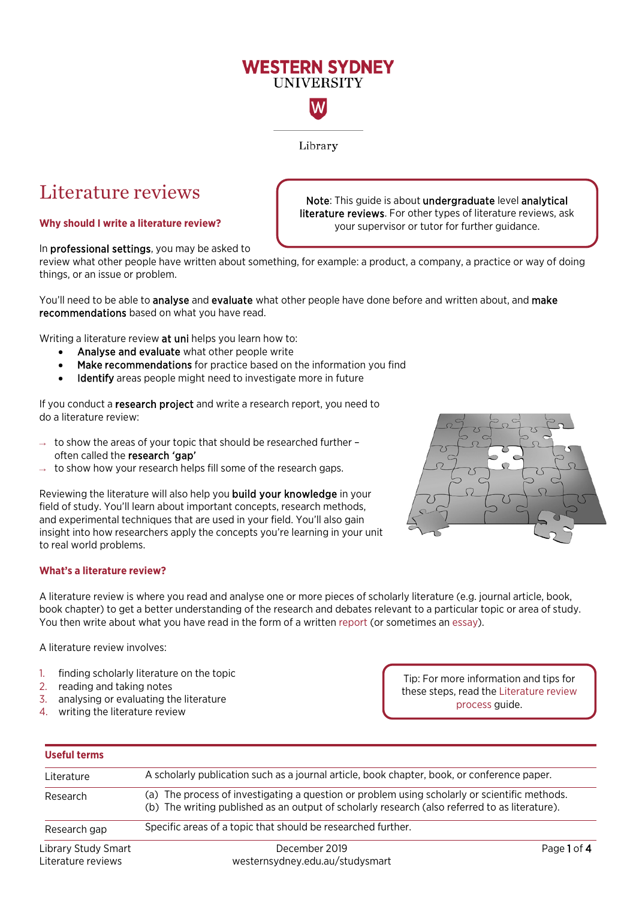# Literature reviews

> **Note**: This guide is about **undergraduate** level **analytical literature reviews**. For other types of literature reviews, ask your supervisor or tutor for further guidance.

## Why should I write a literature review?

In **professional settings**, you may be asked to review what other people have written about something, for example: a product, a company, a practice or way of doing things, or an issue or problem.

You'll need to be able to **analyse** and **evaluate** what other people have done before and written about, and **make recommendations** based on what you have read.

Writing a literature review **at uni** helps you learn how to:

- **Analyse and evaluate** what other people write
- **Make recommendations** for practice based on the information you find
- **Identify** areas people might need to investigate more in future

If you conduct a **research project** and write a research report, you need to do a literature review:

- → to show the areas of your topic that should be researched further – often called the **research 'gap'**
- → to show how your research helps fill some of the research gaps.

Reviewing the literature will also help you **build your knowledge** in your field of study. You'll learn about important concepts, research methods, and experimental techniques that are used in your field. You'll also gain insight into how researchers apply the concepts you're learning in your unit to real world problems.

## What's a literature review?

A literature review is where you read and analyse one or more pieces of scholarly literature (e.g. journal article, book, book chapter) to get a better understanding of the research and debates relevant to a particular topic or area of study. You then write about what you have read in the form of a written report (or sometimes an essay).

A literature review involves:

1. finding scholarly literature on the topic
2. reading and taking notes
3. analysing or evaluating the literature
4. writing the literature review

> Tip: For more information and tips for these steps, read the Literature review process guide.

| Useful terms | |
|---|---|
| Literature | A scholarly publication such as a journal article, book chapter, book, or conference paper. |
| Research | (a) The process of investigating a question or problem using scholarly or scientific methods.<br>(b) The writing published as an output of scholarly research (also referred to as literature). |
| Research gap | Specific areas of a topic that should be researched further. |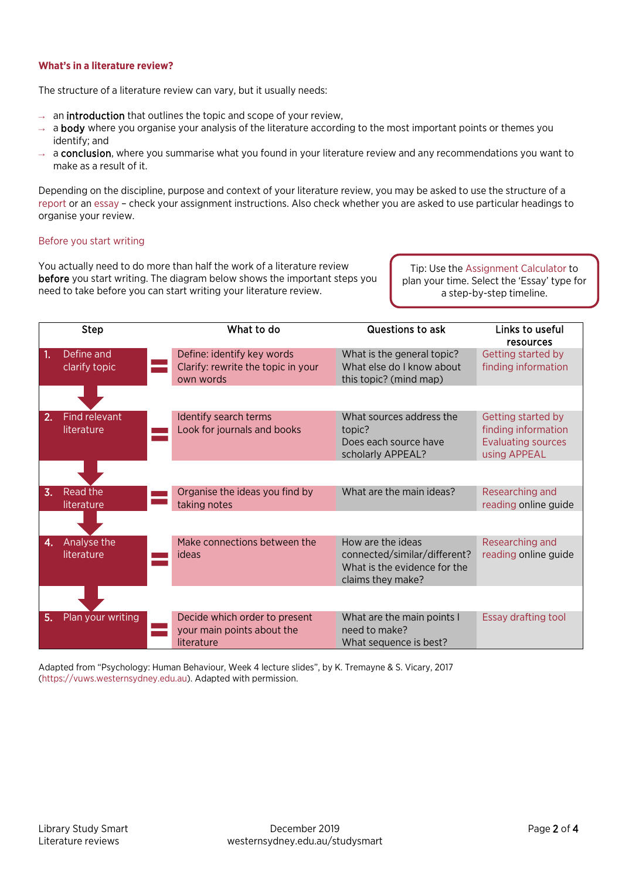### What's in a literature review?

The structure of a literature review can vary, but it usually needs:

- an **introduction** that outlines the topic and scope of your review,
- a **body** where you organise your analysis of the literature according to the most important points or themes you identify; and
- a **conclusion**, where you summarise what you found in your literature review and any recommendations you want to make as a result of it.

Depending on the discipline, purpose and context of your literature review, you may be asked to use the structure of a report or an essay – check your assignment instructions. Also check whether you are asked to use particular headings to organise your review.

#### Before you start writing

You actually need to do more than half the work of a literature review **before** you start writing. The diagram below shows the important steps you need to take before you can start writing your literature review.

> Tip: Use the Assignment Calculator to plan your time. Select the 'Essay' type for a step-by-step timeline.

| Step | What to do | Questions to ask | Links to useful resources |
|---|---|---|---|
| 1. Define and clarify topic | Define: identify key words<br>Clarify: rewrite the topic in your own words | What is the general topic?<br>What else do I know about this topic? (mind map) | Getting started by finding information |
| 2. Find relevant literature | Identify search terms<br>Look for journals and books | What sources address the topic?<br>Does each source have scholarly APPEAL? | Getting started by finding information<br>Evaluating sources using APPEAL |
| 3. Read the literature | Organise the ideas you find by taking notes | What are the main ideas? | Researching and reading online guide |
| 4. Analyse the literature | Make connections between the ideas | How are the ideas connected/similar/different?<br>What is the evidence for the claims they make? | Researching and reading online guide |
| 5. Plan your writing | Decide which order to present your main points about the literature | What are the main points I need to make?<br>What sequence is best? | Essay drafting tool |

Adapted from "Psychology: Human Behaviour, Week 4 lecture slides", by K. Tremayne & S. Vicary, 2017 (https://vuws.westernsydney.edu.au). Adapted with permission.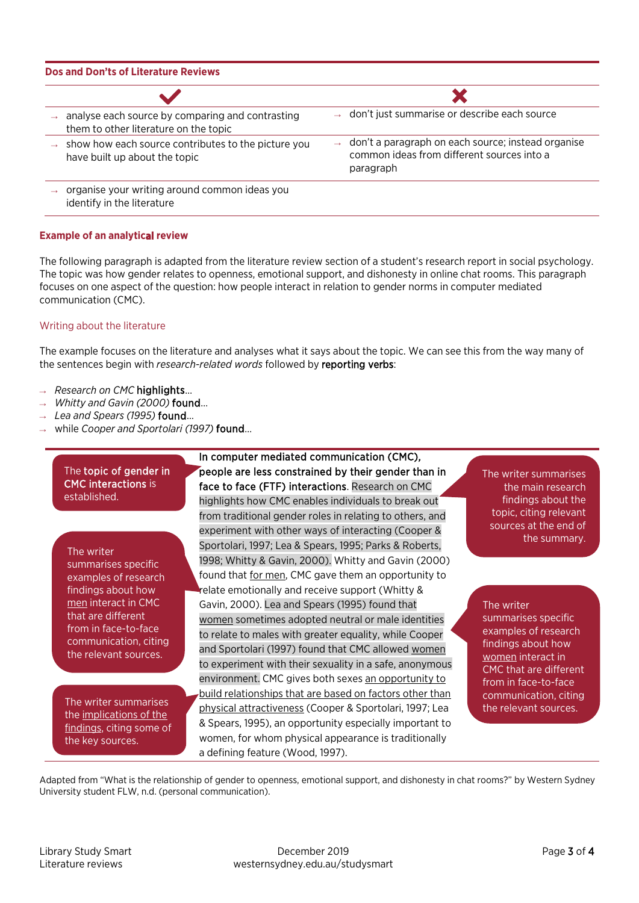### Dos and Don'ts of Literature Reviews

| ✔ | ✘ |
|---|---|
| → analyse each source by comparing and contrasting them to other literature on the topic | → don't just summarise or describe each source |
| → show how each source contributes to the picture you have built up about the topic | → don't a paragraph on each source; instead organise common ideas from different sources into a paragraph |
| → organise your writing around common ideas you identify in the literature | |

### Example of an analytical review

The following paragraph is adapted from the literature review section of a student's research report in social psychology. The topic was how gender relates to openness, emotional support, and dishonesty in online chat rooms. This paragraph focuses on one aspect of the question: how people interact in relation to gender norms in computer mediated communication (CMC).

#### Writing about the literature

The example focuses on the literature and analyses what it says about the topic. We can see this from the way many of the sentences begin with *research-related words* followed by **reporting verbs**:

- *Research on CMC* **highlights**...
- *Whitty and Gavin (2000)* **found**...
- *Lea and Spears (1995)* **found**...
- while *Cooper and Sportolari (1997)* **found**...

**In computer mediated communication (CMC), people are less constrained by their gender than in face to face (FTF) interactions**. Research on CMC highlights how CMC enables individuals to break out from traditional gender roles in relating to others, and experiment with other ways of interacting (Cooper & Sportolari, 1997; Lea & Spears, 1995; Parks & Roberts, 1998; Whitty & Gavin, 2000). Whitty and Gavin (2000) found that <u>for men</u>, CMC gave them an opportunity to relate emotionally and receive support (Whitty & Gavin, 2000). Lea and Spears (1995) found that <u>women</u> sometimes adopted neutral or male identities to relate to males with greater equality, while Cooper and Sportolari (1997) found that CMC allowed <u>women</u> to experiment with their sexuality in a safe, anonymous environment. CMC gives both sexes <u>an opportunity to build relationships that are based on factors other than physical attractiveness</u> (Cooper & Sportolari, 1997; Lea & Spears, 1995), an opportunity especially important to women, for whom physical appearance is traditionally a defining feature (Wood, 1997).

> The **topic of gender in CMC interactions** is established.

> The writer summarises the main research findings about the topic, citing relevant sources at the end of the summary.

> The writer summarises specific examples of research findings about how <u>men</u> interact in CMC that are different from in face-to-face communication, citing the relevant sources.

> The writer summarises specific examples of research findings about how <u>women</u> interact in CMC that are different from in face-to-face communication, citing the relevant sources.

> The writer summarises the <u>implications of the findings</u>, citing some of the key sources.

Adapted from "What is the relationship of gender to openness, emotional support, and dishonesty in chat rooms?" by Western Sydney University student FLW, n.d. (personal communication).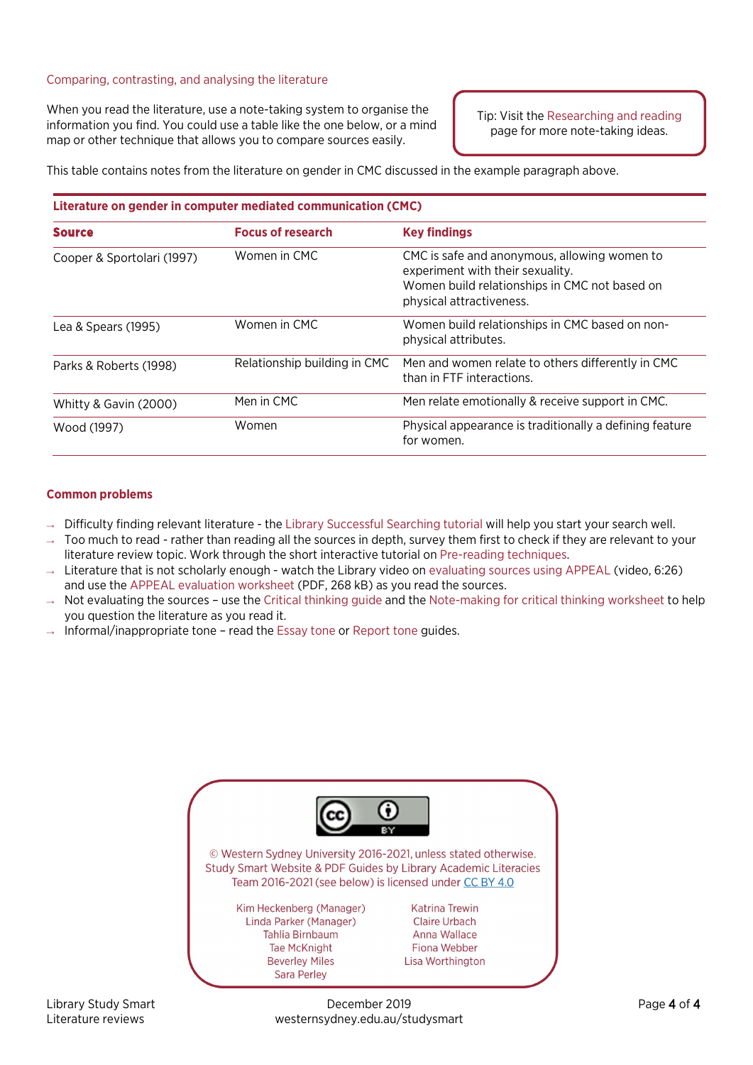## Comparing, contrasting, and analysing the literature

When you read the literature, use a note-taking system to organise the information you find. You could use a table like the one below, or a mind map or other technique that allows you to compare sources easily.

> Tip: Visit the Researching and reading page for more note-taking ideas.

This table contains notes from the literature on gender in CMC discussed in the example paragraph above.

**Literature on gender in computer mediated communication (CMC)**

| Source | Focus of research | Key findings |
|---|---|---|
| Cooper & Sportolari (1997) | Women in CMC | CMC is safe and anonymous, allowing women to experiment with their sexuality. Women build relationships in CMC not based on physical attractiveness. |
| Lea & Spears (1995) | Women in CMC | Women build relationships in CMC based on non-physical attributes. |
| Parks & Roberts (1998) | Relationship building in CMC | Men and women relate to others differently in CMC than in FTF interactions. |
| Whitty & Gavin (2000) | Men in CMC | Men relate emotionally & receive support in CMC. |
| Wood (1997) | Women | Physical appearance is traditionally a defining feature for women. |

### Common problems

- Difficulty finding relevant literature - the Library Successful Searching tutorial will help you start your search well.
- Too much to read - rather than reading all the sources in depth, survey them first to check if they are relevant to your literature review topic. Work through the short interactive tutorial on Pre-reading techniques.
- Literature that is not scholarly enough - watch the Library video on evaluating sources using APPEAL (video, 6:26) and use the APPEAL evaluation worksheet (PDF, 268 kB) as you read the sources.
- Not evaluating the sources – use the Critical thinking guide and the Note-making for critical thinking worksheet to help you question the literature as you read it.
- Informal/inappropriate tone – read the Essay tone or Report tone guides.

© Western Sydney University 2016-2021, unless stated otherwise. Study Smart Website & PDF Guides by Library Academic Literacies Team 2016-2021 (see below) is licensed under CC BY 4.0

Kim Heckenberg (Manager)
Linda Parker (Manager)
Tahlia Birnbaum
Tae McKnight
Beverley Miles
Sara Perley
Katrina Trewin
Claire Urbach
Anna Wallace
Fiona Webber
Lisa Worthington